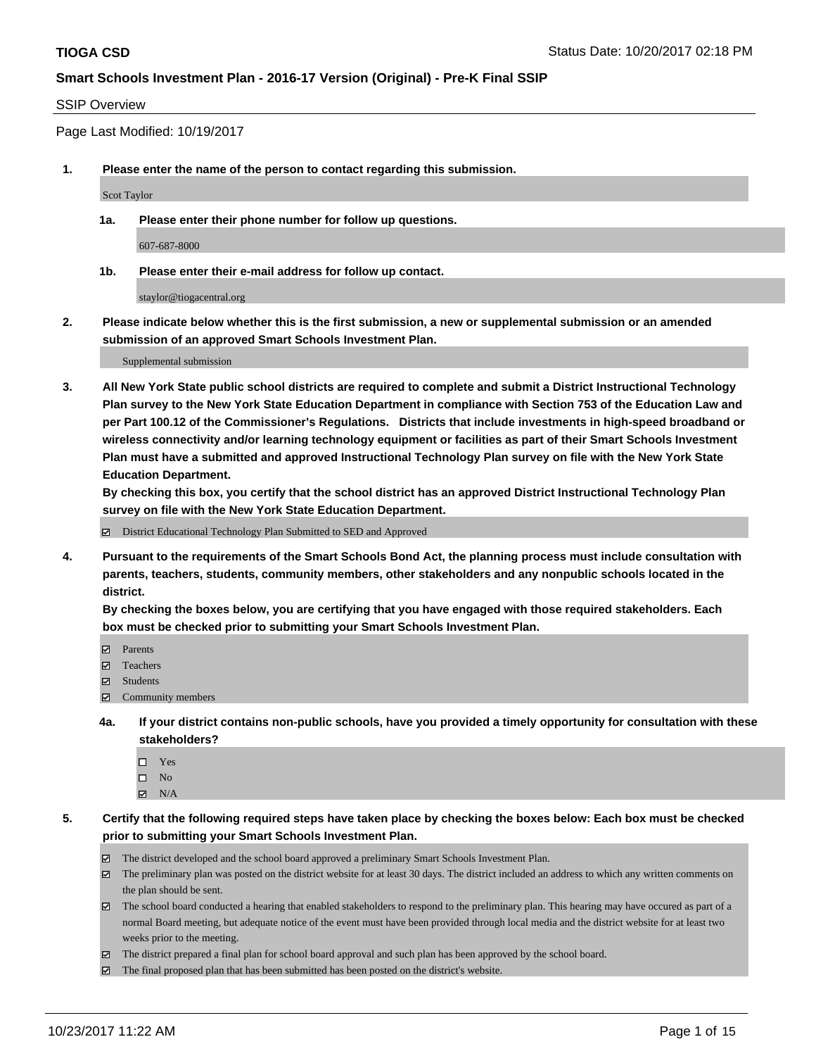**TIOGA CSD** Status Date: 10/20/2017 02:18 PM

**Smart Schools Investment Plan - 2016-17 Version (Original) - Pre-K Final SSIP**

SSIP Overview

Page Last Modified: 10/19/2017

**1. Please enter the name of the person to contact regarding this submission.**

Scot Taylor

**1a. Please enter their phone number for follow up questions.**

607-687-8000

**1b. Please enter their e-mail address for follow up contact.**

staylor@tiogacentral.org

**2. Please indicate below whether this is the first submission, a new or supplemental submission or an amended submission of an approved Smart Schools Investment Plan.**

Supplemental submission

**3. All New York State public school districts are required to complete and submit a District Instructional Technology Plan survey to the New York State Education Department in compliance with Section 753 of the Education Law and per Part 100.12 of the Commissioner's Regulations. Districts that include investments in high-speed broadband or wireless connectivity and/or learning technology equipment or facilities as part of their Smart Schools Investment Plan must have a submitted and approved Instructional Technology Plan survey on file with the New York State Education Department.**
**By checking this box, you certify that the school district has an approved District Instructional Technology Plan survey on file with the New York State Education Department.**

- ☑ District Educational Technology Plan Submitted to SED and Approved

**4. Pursuant to the requirements of the Smart Schools Bond Act, the planning process must include consultation with parents, teachers, students, community members, other stakeholders and any nonpublic schools located in the district.**
**By checking the boxes below, you are certifying that you have engaged with those required stakeholders. Each box must be checked prior to submitting your Smart Schools Investment Plan.**

- ☑ Parents
- ☑ Teachers
- ☑ Students
- ☑ Community members

**4a. If your district contains non-public schools, have you provided a timely opportunity for consultation with these stakeholders?**

- ☐ Yes
- ☐ No
- ☑ N/A

**5. Certify that the following required steps have taken place by checking the boxes below: Each box must be checked prior to submitting your Smart Schools Investment Plan.**

- ☑ The district developed and the school board approved a preliminary Smart Schools Investment Plan.
- ☑ The preliminary plan was posted on the district website for at least 30 days. The district included an address to which any written comments on the plan should be sent.
- ☑ The school board conducted a hearing that enabled stakeholders to respond to the preliminary plan. This hearing may have occured as part of a normal Board meeting, but adequate notice of the event must have been provided through local media and the district website for at least two weeks prior to the meeting.
- ☑ The district prepared a final plan for school board approval and such plan has been approved by the school board.
- ☑ The final proposed plan that has been submitted has been posted on the district's website.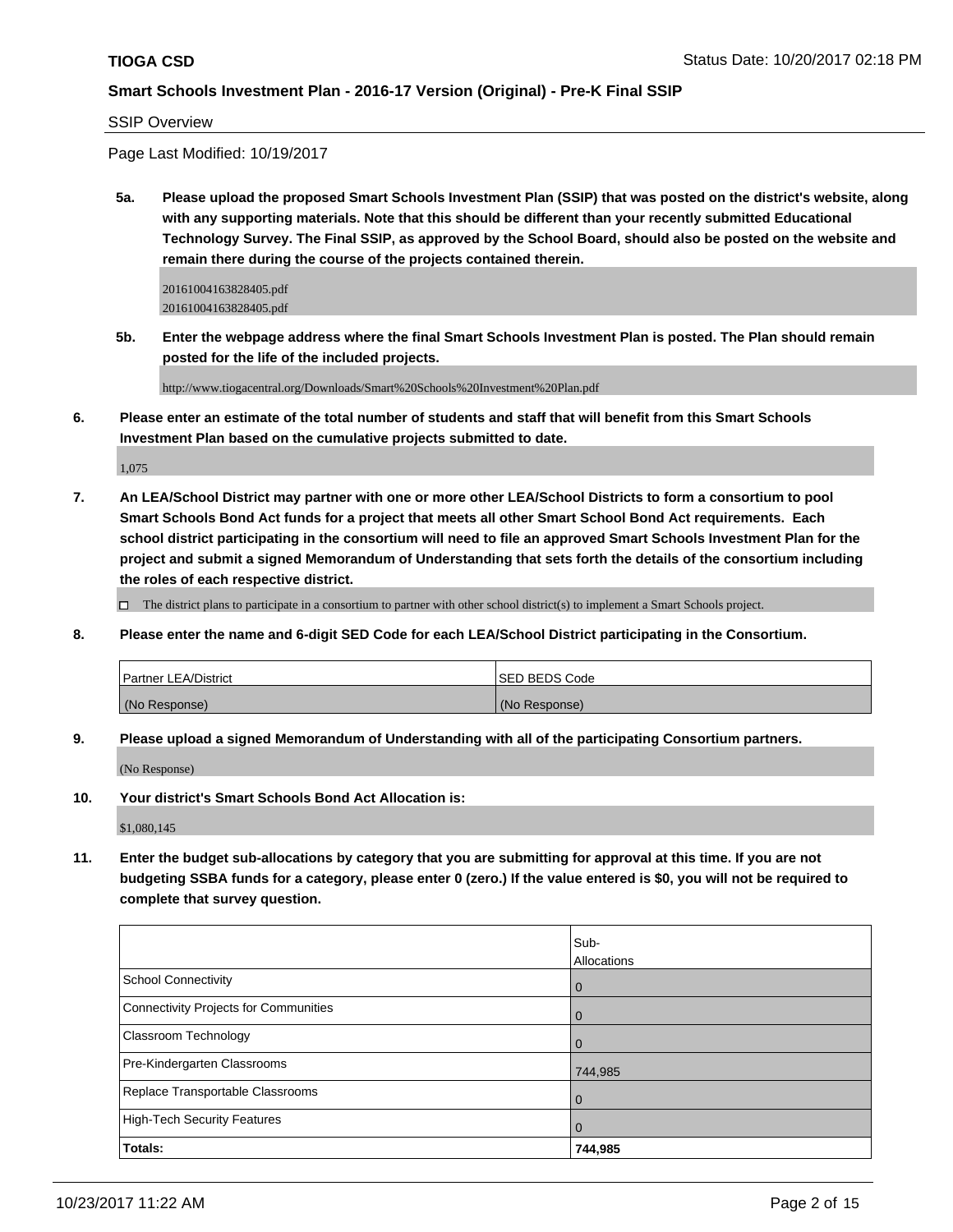## SSIP Overview

Page Last Modified: 10/19/2017

**5a. Please upload the proposed Smart Schools Investment Plan (SSIP) that was posted on the district's website, along with any supporting materials. Note that this should be different than your recently submitted Educational Technology Survey. The Final SSIP, as approved by the School Board, should also be posted on the website and remain there during the course of the projects contained therein.**

20161004163828405.pdf
20161004163828405.pdf

**5b. Enter the webpage address where the final Smart Schools Investment Plan is posted. The Plan should remain posted for the life of the included projects.**

http://www.tiogacentral.org/Downloads/Smart%20Schools%20Investment%20Plan.pdf

**6. Please enter an estimate of the total number of students and staff that will benefit from this Smart Schools Investment Plan based on the cumulative projects submitted to date.**

1,075

**7. An LEA/School District may partner with one or more other LEA/School Districts to form a consortium to pool Smart Schools Bond Act funds for a project that meets all other Smart School Bond Act requirements. Each school district participating in the consortium will need to file an approved Smart Schools Investment Plan for the project and submit a signed Memorandum of Understanding that sets forth the details of the consortium including the roles of each respective district.**

☐ The district plans to participate in a consortium to partner with other school district(s) to implement a Smart Schools project.

**8. Please enter the name and 6-digit SED Code for each LEA/School District participating in the Consortium.**

| Partner LEA/District | SED BEDS Code |
|---|---|
| (No Response) | (No Response) |

**9. Please upload a signed Memorandum of Understanding with all of the participating Consortium partners.**

(No Response)

**10. Your district's Smart Schools Bond Act Allocation is:**

$1,080,145

**11. Enter the budget sub-allocations by category that you are submitting for approval at this time. If you are not budgeting SSBA funds for a category, please enter 0 (zero.) If the value entered is $0, you will not be required to complete that survey question.**

| | Sub-Allocations |
|---|---|
| School Connectivity | 0 |
| Connectivity Projects for Communities | 0 |
| Classroom Technology | 0 |
| Pre-Kindergarten Classrooms | 744,985 |
| Replace Transportable Classrooms | 0 |
| High-Tech Security Features | 0 |
| **Totals:** | **744,985** |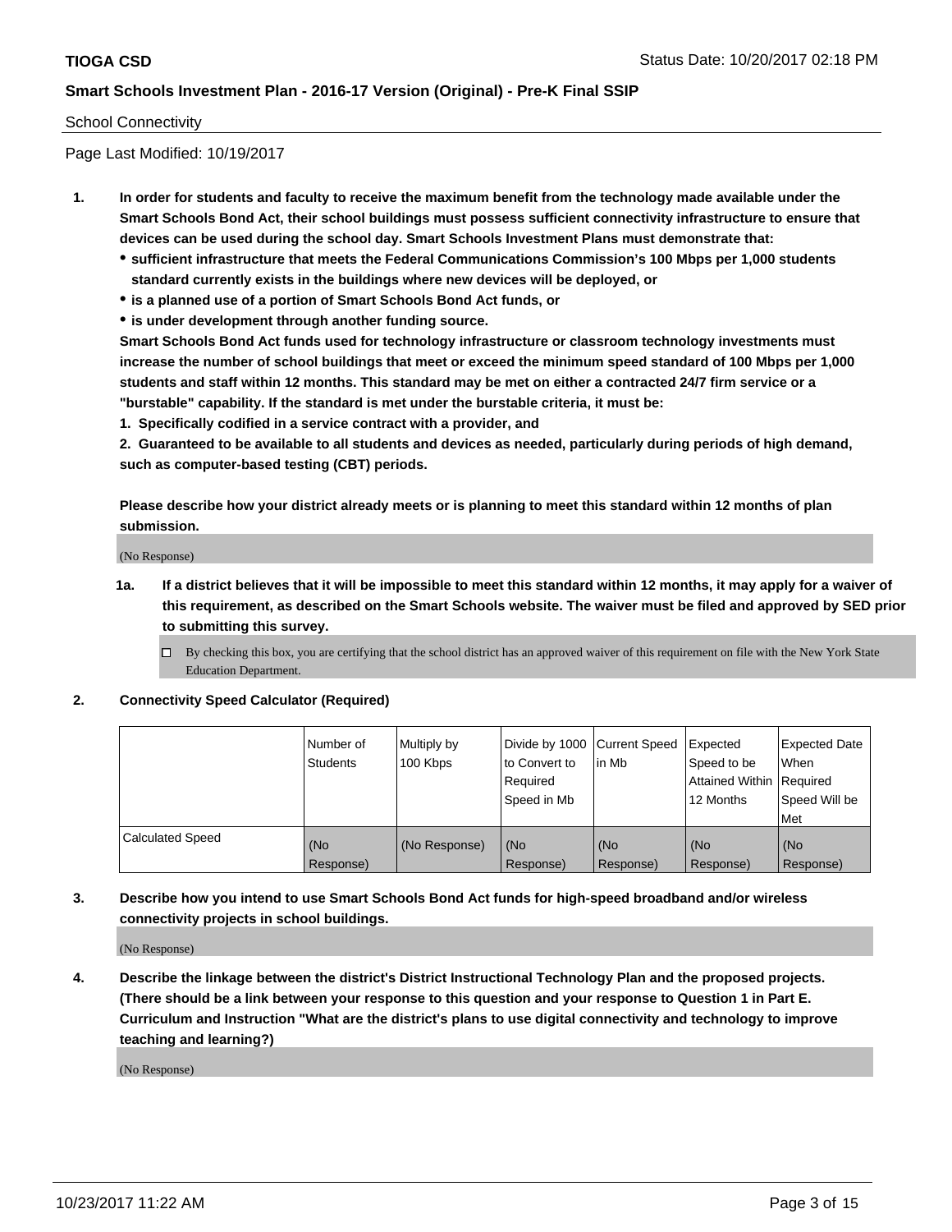School Connectivity

Page Last Modified: 10/19/2017

1. **In order for students and faculty to receive the maximum benefit from the technology made available under the Smart Schools Bond Act, their school buildings must possess sufficient connectivity infrastructure to ensure that devices can be used during the school day. Smart Schools Investment Plans must demonstrate that:**
   - **sufficient infrastructure that meets the Federal Communications Commission's 100 Mbps per 1,000 students standard currently exists in the buildings where new devices will be deployed, or**
   - **is a planned use of a portion of Smart Schools Bond Act funds, or**
   - **is under development through another funding source.**

   **Smart Schools Bond Act funds used for technology infrastructure or classroom technology investments must increase the number of school buildings that meet or exceed the minimum speed standard of 100 Mbps per 1,000 students and staff within 12 months. This standard may be met on either a contracted 24/7 firm service or a "burstable" capability. If the standard is met under the burstable criteria, it must be:**

   **1. Specifically codified in a service contract with a provider, and**

   **2. Guaranteed to be available to all students and devices as needed, particularly during periods of high demand, such as computer-based testing (CBT) periods.**

   **Please describe how your district already meets or is planning to meet this standard within 12 months of plan submission.**

   (No Response)

   **1a. If a district believes that it will be impossible to meet this standard within 12 months, it may apply for a waiver of this requirement, as described on the Smart Schools website. The waiver must be filed and approved by SED prior to submitting this survey.**

   ☐ By checking this box, you are certifying that the school district has an approved waiver of this requirement on file with the New York State Education Department.

2. **Connectivity Speed Calculator (Required)**

| | Number of Students | Multiply by 100 Kbps | Divide by 1000 to Convert to Required Speed in Mb | Current Speed in Mb | Expected Speed to be Attained Within 12 Months | Expected Date When Required Speed Will be Met |
|---|---|---|---|---|---|---|
| Calculated Speed | (No Response) | (No Response) | (No Response) | (No Response) | (No Response) | (No Response) |

3. **Describe how you intend to use Smart Schools Bond Act funds for high-speed broadband and/or wireless connectivity projects in school buildings.**

   (No Response)

4. **Describe the linkage between the district's District Instructional Technology Plan and the proposed projects. (There should be a link between your response to this question and your response to Question 1 in Part E. Curriculum and Instruction "What are the district's plans to use digital connectivity and technology to improve teaching and learning?)**

   (No Response)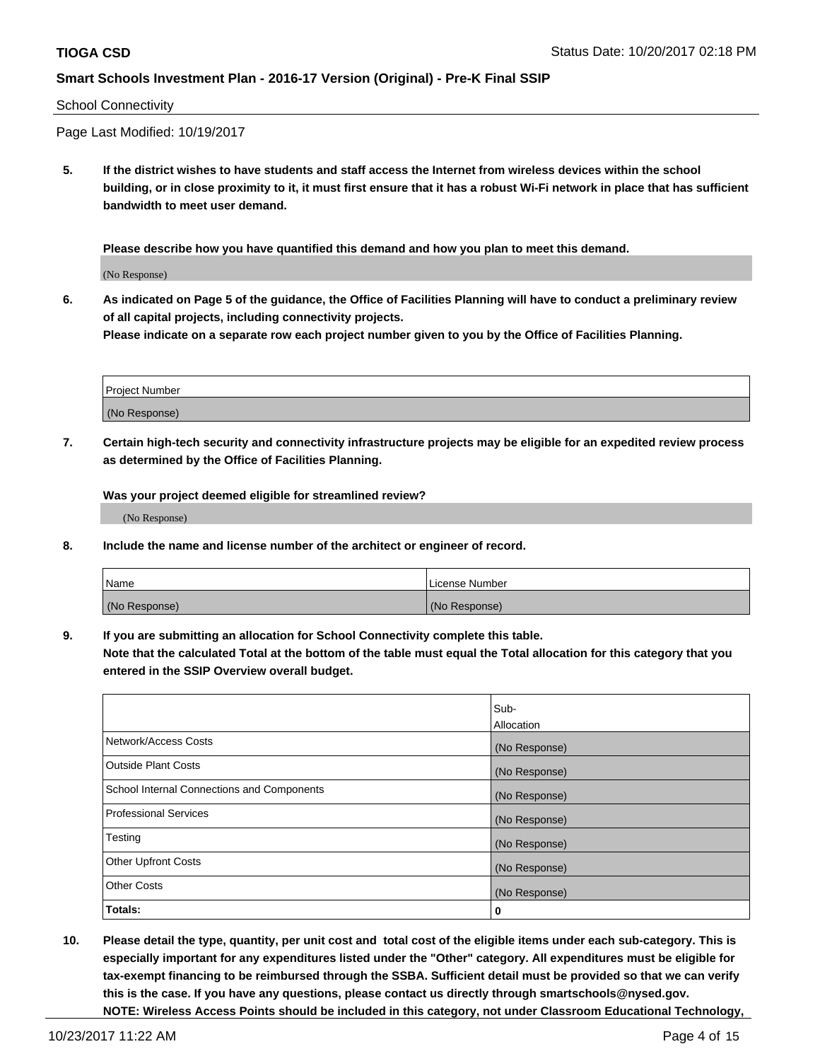School Connectivity

Page Last Modified: 10/19/2017

**5. If the district wishes to have students and staff access the Internet from wireless devices within the school building, or in close proximity to it, it must first ensure that it has a robust Wi-Fi network in place that has sufficient bandwidth to meet user demand.**

**Please describe how you have quantified this demand and how you plan to meet this demand.**

(No Response)

**6. As indicated on Page 5 of the guidance, the Office of Facilities Planning will have to conduct a preliminary review of all capital projects, including connectivity projects.**
**Please indicate on a separate row each project number given to you by the Office of Facilities Planning.**

| Project Number |
| --- |
| (No Response) |

**7. Certain high-tech security and connectivity infrastructure projects may be eligible for an expedited review process as determined by the Office of Facilities Planning.**

**Was your project deemed eligible for streamlined review?**

(No Response)

**8. Include the name and license number of the architect or engineer of record.**

| Name | License Number |
| --- | --- |
| (No Response) | (No Response) |

**9. If you are submitting an allocation for School Connectivity complete this table.**
**Note that the calculated Total at the bottom of the table must equal the Total allocation for this category that you entered in the SSIP Overview overall budget.**

| | Sub-Allocation |
| --- | --- |
| Network/Access Costs | (No Response) |
| Outside Plant Costs | (No Response) |
| School Internal Connections and Components | (No Response) |
| Professional Services | (No Response) |
| Testing | (No Response) |
| Other Upfront Costs | (No Response) |
| Other Costs | (No Response) |
| **Totals:** | **0** |

**10. Please detail the type, quantity, per unit cost and total cost of the eligible items under each sub-category. This is especially important for any expenditures listed under the "Other" category. All expenditures must be eligible for tax-exempt financing to be reimbursed through the SSBA. Sufficient detail must be provided so that we can verify this is the case. If you have any questions, please contact us directly through smartschools@nysed.gov.**
**NOTE: Wireless Access Points should be included in this category, not under Classroom Educational Technology,**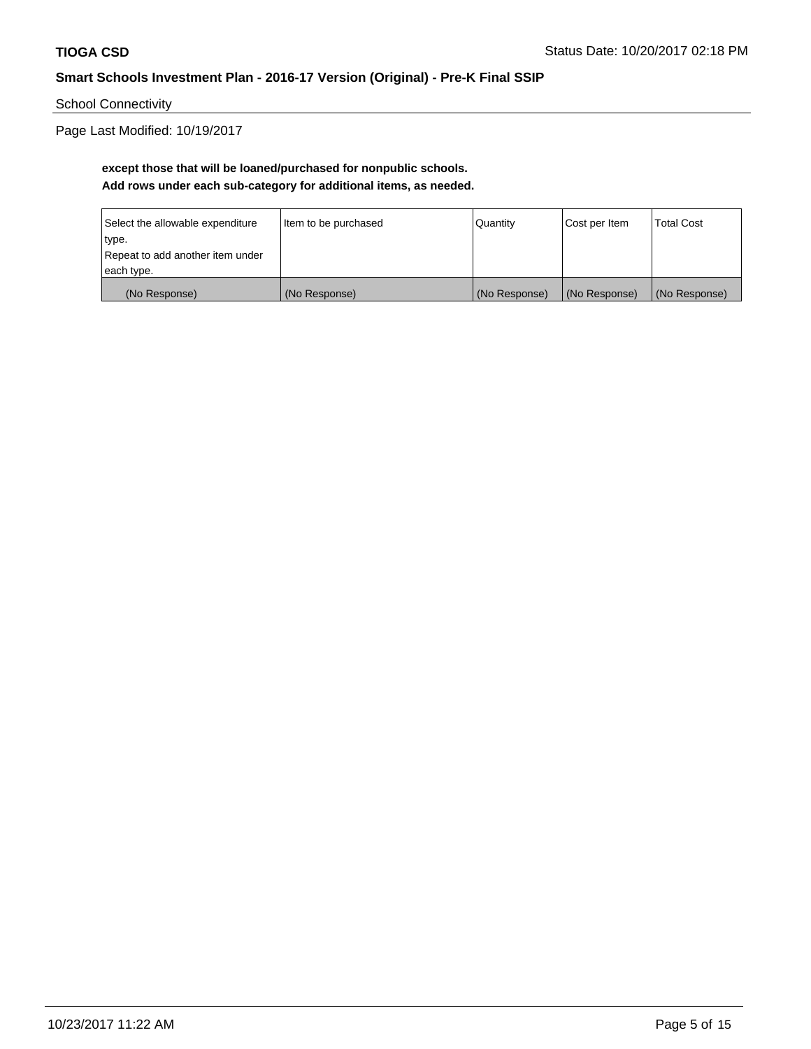School Connectivity

Page Last Modified: 10/19/2017

**except those that will be loaned/purchased for nonpublic schools.**
**Add rows under each sub-category for additional items, as needed.**

| Select the allowable expenditure type. Repeat to add another item under each type. | Item to be purchased | Quantity | Cost per Item | Total Cost |
|---|---|---|---|---|
| (No Response) | (No Response) | (No Response) | (No Response) | (No Response) |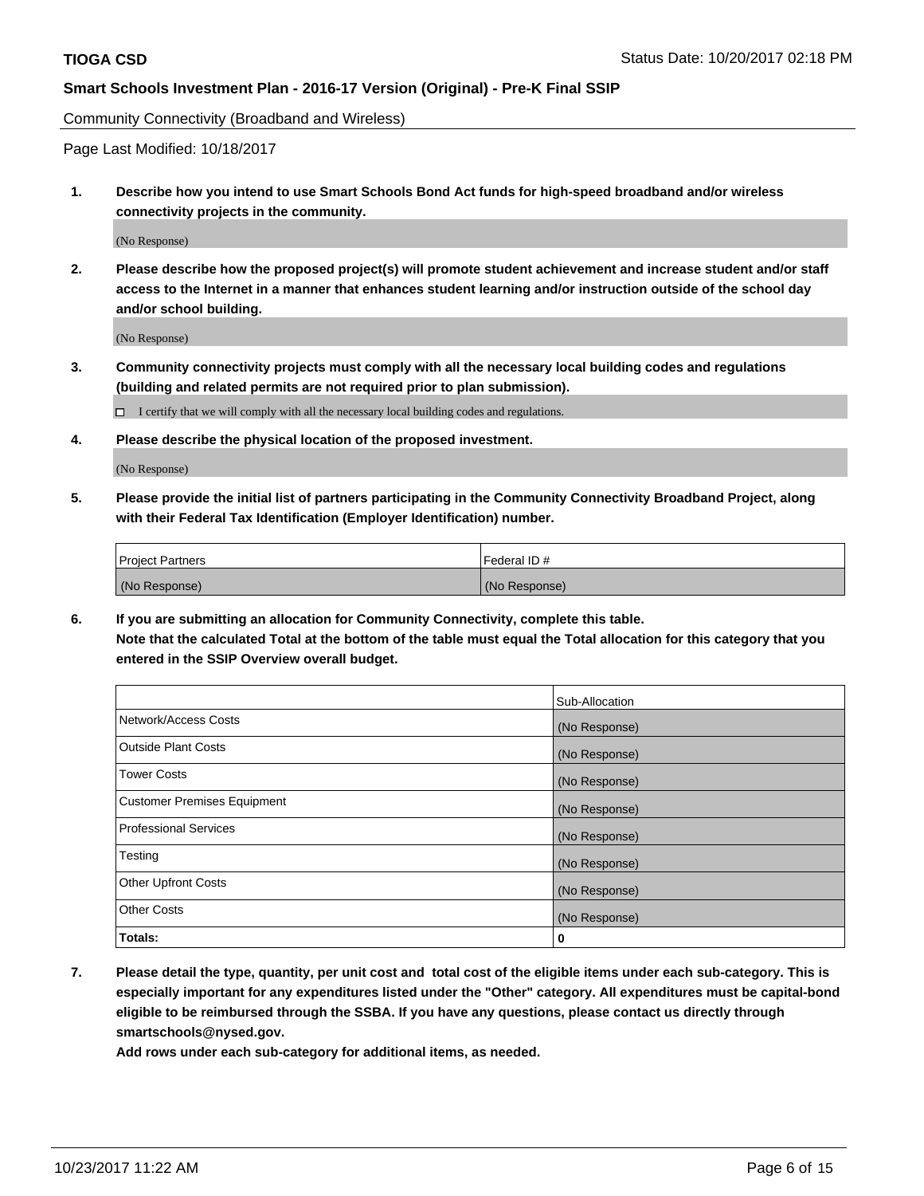Community Connectivity (Broadband and Wireless)

Page Last Modified: 10/18/2017

**1. Describe how you intend to use Smart Schools Bond Act funds for high-speed broadband and/or wireless connectivity projects in the community.**

(No Response)

**2. Please describe how the proposed project(s) will promote student achievement and increase student and/or staff access to the Internet in a manner that enhances student learning and/or instruction outside of the school day and/or school building.**

(No Response)

**3. Community connectivity projects must comply with all the necessary local building codes and regulations (building and related permits are not required prior to plan submission).**

☐ I certify that we will comply with all the necessary local building codes and regulations.

**4. Please describe the physical location of the proposed investment.**

(No Response)

**5. Please provide the initial list of partners participating in the Community Connectivity Broadband Project, along with their Federal Tax Identification (Employer Identification) number.**

| Project Partners | Federal ID # |
|---|---|
| (No Response) | (No Response) |

**6. If you are submitting an allocation for Community Connectivity, complete this table. Note that the calculated Total at the bottom of the table must equal the Total allocation for this category that you entered in the SSIP Overview overall budget.**

| | Sub-Allocation |
|---|---|
| Network/Access Costs | (No Response) |
| Outside Plant Costs | (No Response) |
| Tower Costs | (No Response) |
| Customer Premises Equipment | (No Response) |
| Professional Services | (No Response) |
| Testing | (No Response) |
| Other Upfront Costs | (No Response) |
| Other Costs | (No Response) |
| **Totals:** | **0** |

**7. Please detail the type, quantity, per unit cost and total cost of the eligible items under each sub-category. This is especially important for any expenditures listed under the "Other" category. All expenditures must be capital-bond eligible to be reimbursed through the SSBA. If you have any questions, please contact us directly through smartschools@nysed.gov.**

**Add rows under each sub-category for additional items, as needed.**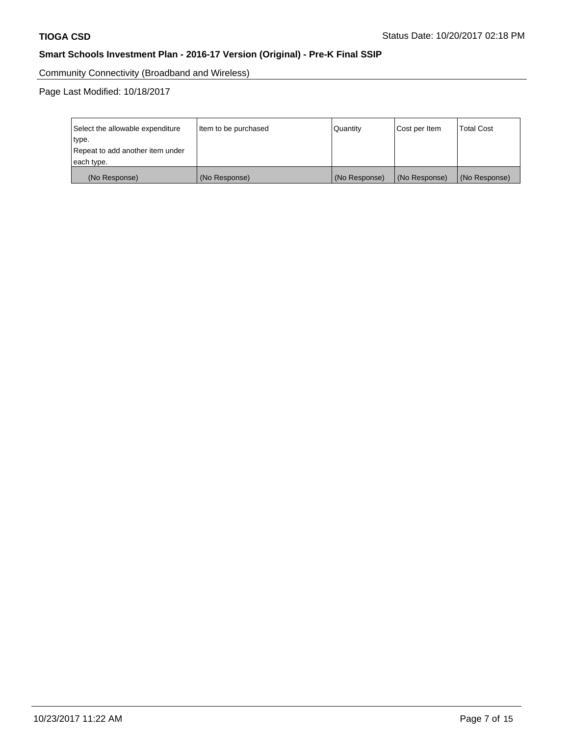Community Connectivity (Broadband and Wireless)

Page Last Modified: 10/18/2017

| Select the allowable expenditure type. Repeat to add another item under each type. | Item to be purchased | Quantity | Cost per Item | Total Cost |
|---|---|---|---|---|
| (No Response) | (No Response) | (No Response) | (No Response) | (No Response) |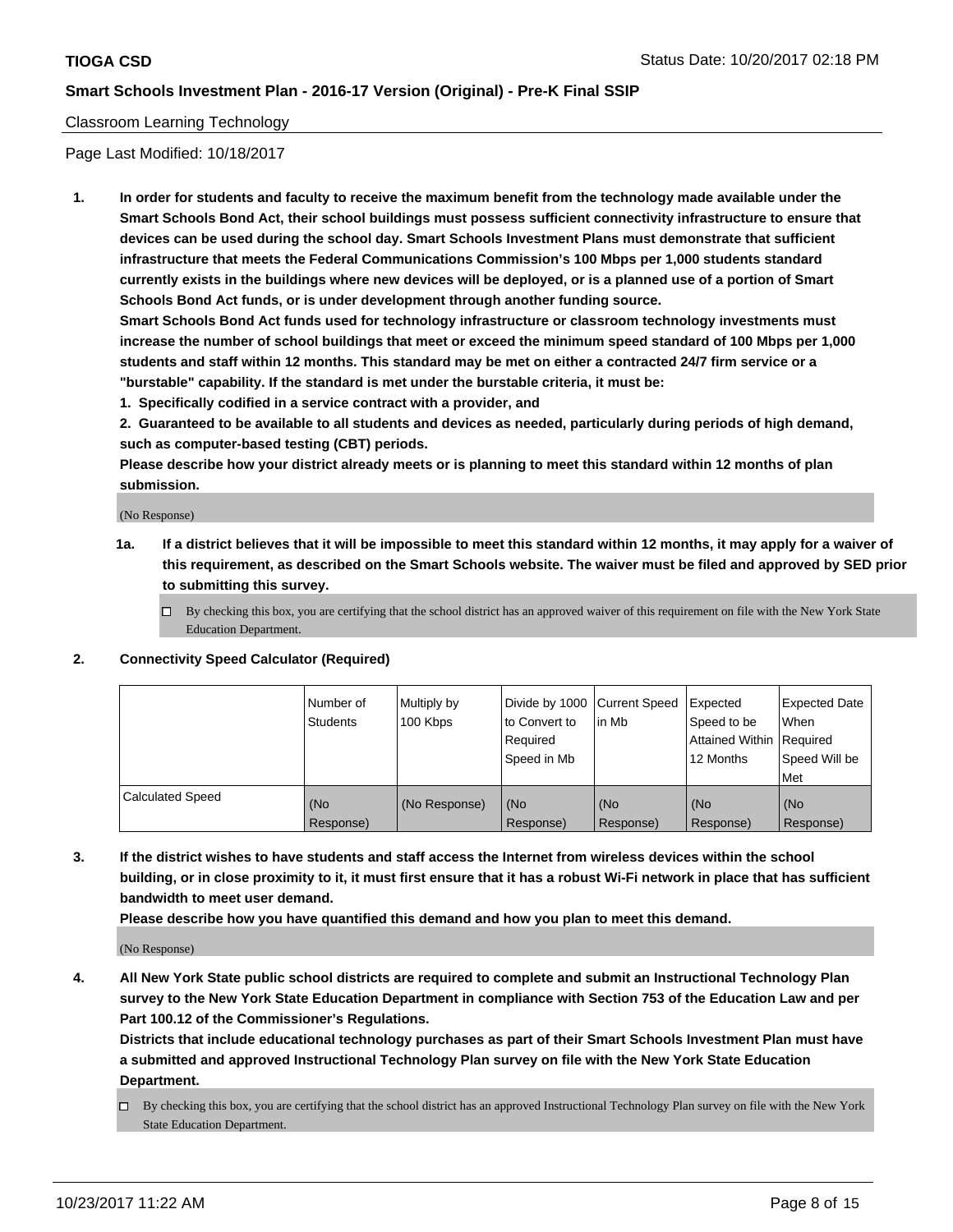Classroom Learning Technology

Page Last Modified: 10/18/2017

1. **In order for students and faculty to receive the maximum benefit from the technology made available under the Smart Schools Bond Act, their school buildings must possess sufficient connectivity infrastructure to ensure that devices can be used during the school day. Smart Schools Investment Plans must demonstrate that sufficient infrastructure that meets the Federal Communications Commission's 100 Mbps per 1,000 students standard currently exists in the buildings where new devices will be deployed, or is a planned use of a portion of Smart Schools Bond Act funds, or is under development through another funding source.**

   **Smart Schools Bond Act funds used for technology infrastructure or classroom technology investments must increase the number of school buildings that meet or exceed the minimum speed standard of 100 Mbps per 1,000 students and staff within 12 months. This standard may be met on either a contracted 24/7 firm service or a "burstable" capability. If the standard is met under the burstable criteria, it must be:**

   **1. Specifically codified in a service contract with a provider, and**

   **2. Guaranteed to be available to all students and devices as needed, particularly during periods of high demand, such as computer-based testing (CBT) periods.**

   **Please describe how your district already meets or is planning to meet this standard within 12 months of plan submission.**

   (No Response)

   **1a. If a district believes that it will be impossible to meet this standard within 12 months, it may apply for a waiver of this requirement, as described on the Smart Schools website. The waiver must be filed and approved by SED prior to submitting this survey.**

   ☐ By checking this box, you are certifying that the school district has an approved waiver of this requirement on file with the New York State Education Department.

2. **Connectivity Speed Calculator (Required)**

| | Number of Students | Multiply by 100 Kbps | Divide by 1000 to Convert to Required Speed in Mb | Current Speed in Mb | Expected Speed to be Attained Within 12 Months | Expected Date When Required Speed Will be Met |
|---|---|---|---|---|---|---|
| Calculated Speed | (No Response) | (No Response) | (No Response) | (No Response) | (No Response) | (No Response) |

3. **If the district wishes to have students and staff access the Internet from wireless devices within the school building, or in close proximity to it, it must first ensure that it has a robust Wi-Fi network in place that has sufficient bandwidth to meet user demand.**

   **Please describe how you have quantified this demand and how you plan to meet this demand.**

   (No Response)

4. **All New York State public school districts are required to complete and submit an Instructional Technology Plan survey to the New York State Education Department in compliance with Section 753 of the Education Law and per Part 100.12 of the Commissioner's Regulations.**

   **Districts that include educational technology purchases as part of their Smart Schools Investment Plan must have a submitted and approved Instructional Technology Plan survey on file with the New York State Education Department.**

   ☐ By checking this box, you are certifying that the school district has an approved Instructional Technology Plan survey on file with the New York State Education Department.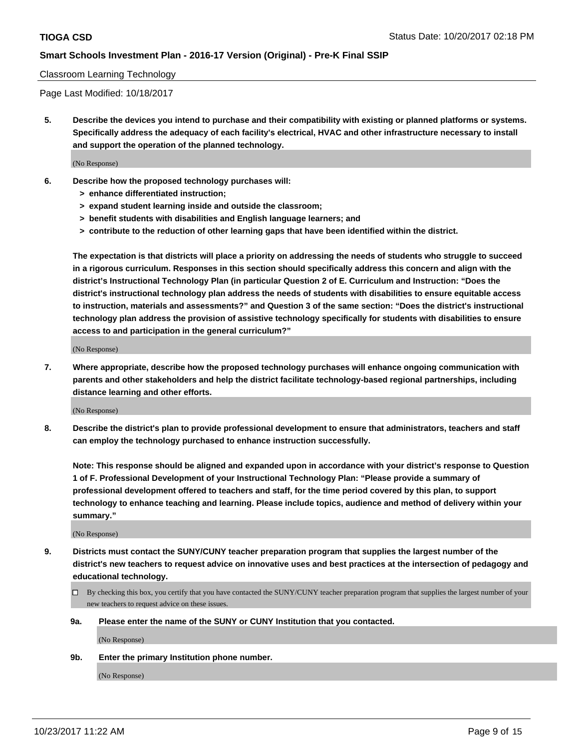Classroom Learning Technology

Page Last Modified: 10/18/2017

**5. Describe the devices you intend to purchase and their compatibility with existing or planned platforms or systems. Specifically address the adequacy of each facility's electrical, HVAC and other infrastructure necessary to install and support the operation of the planned technology.**

(No Response)

**6. Describe how the proposed technology purchases will:**
- **> enhance differentiated instruction;**
- **> expand student learning inside and outside the classroom;**
- **> benefit students with disabilities and English language learners; and**
- **> contribute to the reduction of other learning gaps that have been identified within the district.**

**The expectation is that districts will place a priority on addressing the needs of students who struggle to succeed in a rigorous curriculum. Responses in this section should specifically address this concern and align with the district's Instructional Technology Plan (in particular Question 2 of E. Curriculum and Instruction: "Does the district's instructional technology plan address the needs of students with disabilities to ensure equitable access to instruction, materials and assessments?" and Question 3 of the same section: "Does the district's instructional technology plan address the provision of assistive technology specifically for students with disabilities to ensure access to and participation in the general curriculum?"**

(No Response)

**7. Where appropriate, describe how the proposed technology purchases will enhance ongoing communication with parents and other stakeholders and help the district facilitate technology-based regional partnerships, including distance learning and other efforts.**

(No Response)

**8. Describe the district's plan to provide professional development to ensure that administrators, teachers and staff can employ the technology purchased to enhance instruction successfully.**

**Note: This response should be aligned and expanded upon in accordance with your district's response to Question 1 of F. Professional Development of your Instructional Technology Plan: "Please provide a summary of professional development offered to teachers and staff, for the time period covered by this plan, to support technology to enhance teaching and learning. Please include topics, audience and method of delivery within your summary."**

(No Response)

**9. Districts must contact the SUNY/CUNY teacher preparation program that supplies the largest number of the district's new teachers to request advice on innovative uses and best practices at the intersection of pedagogy and educational technology.**

☐ By checking this box, you certify that you have contacted the SUNY/CUNY teacher preparation program that supplies the largest number of your new teachers to request advice on these issues.

**9a. Please enter the name of the SUNY or CUNY Institution that you contacted.**

(No Response)

**9b. Enter the primary Institution phone number.**

(No Response)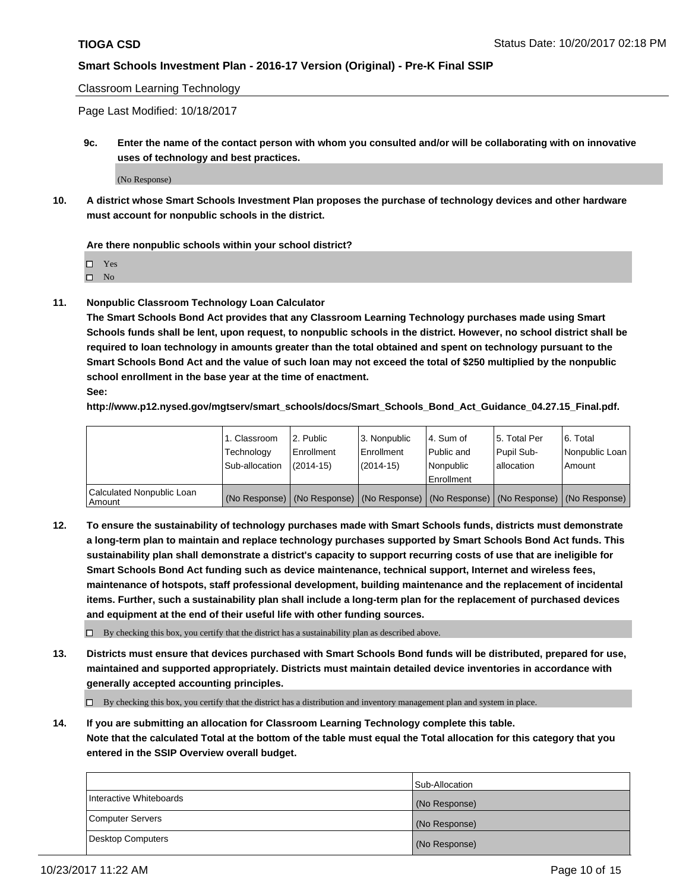Classroom Learning Technology

Page Last Modified: 10/18/2017

**9c. Enter the name of the contact person with whom you consulted and/or will be collaborating with on innovative uses of technology and best practices.**

(No Response)

**10. A district whose Smart Schools Investment Plan proposes the purchase of technology devices and other hardware must account for nonpublic schools in the district.**

**Are there nonpublic schools within your school district?**

- ☐ Yes
- ☐ No

**11. Nonpublic Classroom Technology Loan Calculator**

**The Smart Schools Bond Act provides that any Classroom Learning Technology purchases made using Smart Schools funds shall be lent, upon request, to nonpublic schools in the district. However, no school district shall be required to loan technology in amounts greater than the total obtained and spent on technology pursuant to the Smart Schools Bond Act and the value of such loan may not exceed the total of $250 multiplied by the nonpublic school enrollment in the base year at the time of enactment.**

**See:**

**http://www.p12.nysed.gov/mgtserv/smart_schools/docs/Smart_Schools_Bond_Act_Guidance_04.27.15_Final.pdf.**

| | 1. Classroom Technology Sub-allocation | 2. Public Enrollment (2014-15) | 3. Nonpublic Enrollment (2014-15) | 4. Sum of Public and Nonpublic Enrollment | 5. Total Per Pupil Sub-allocation | 6. Total Nonpublic Loan Amount |
|---|---|---|---|---|---|---|
| Calculated Nonpublic Loan Amount | (No Response) | (No Response) | (No Response) | (No Response) | (No Response) | (No Response) |

**12. To ensure the sustainability of technology purchases made with Smart Schools funds, districts must demonstrate a long-term plan to maintain and replace technology purchases supported by Smart Schools Bond Act funds. This sustainability plan shall demonstrate a district's capacity to support recurring costs of use that are ineligible for Smart Schools Bond Act funding such as device maintenance, technical support, Internet and wireless fees, maintenance of hotspots, staff professional development, building maintenance and the replacement of incidental items. Further, such a sustainability plan shall include a long-term plan for the replacement of purchased devices and equipment at the end of their useful life with other funding sources.**

☐ By checking this box, you certify that the district has a sustainability plan as described above.

**13. Districts must ensure that devices purchased with Smart Schools Bond funds will be distributed, prepared for use, maintained and supported appropriately. Districts must maintain detailed device inventories in accordance with generally accepted accounting principles.**

☐ By checking this box, you certify that the district has a distribution and inventory management plan and system in place.

**14. If you are submitting an allocation for Classroom Learning Technology complete this table. Note that the calculated Total at the bottom of the table must equal the Total allocation for this category that you entered in the SSIP Overview overall budget.**

| | Sub-Allocation |
|---|---|
| Interactive Whiteboards | (No Response) |
| Computer Servers | (No Response) |
| Desktop Computers | (No Response) |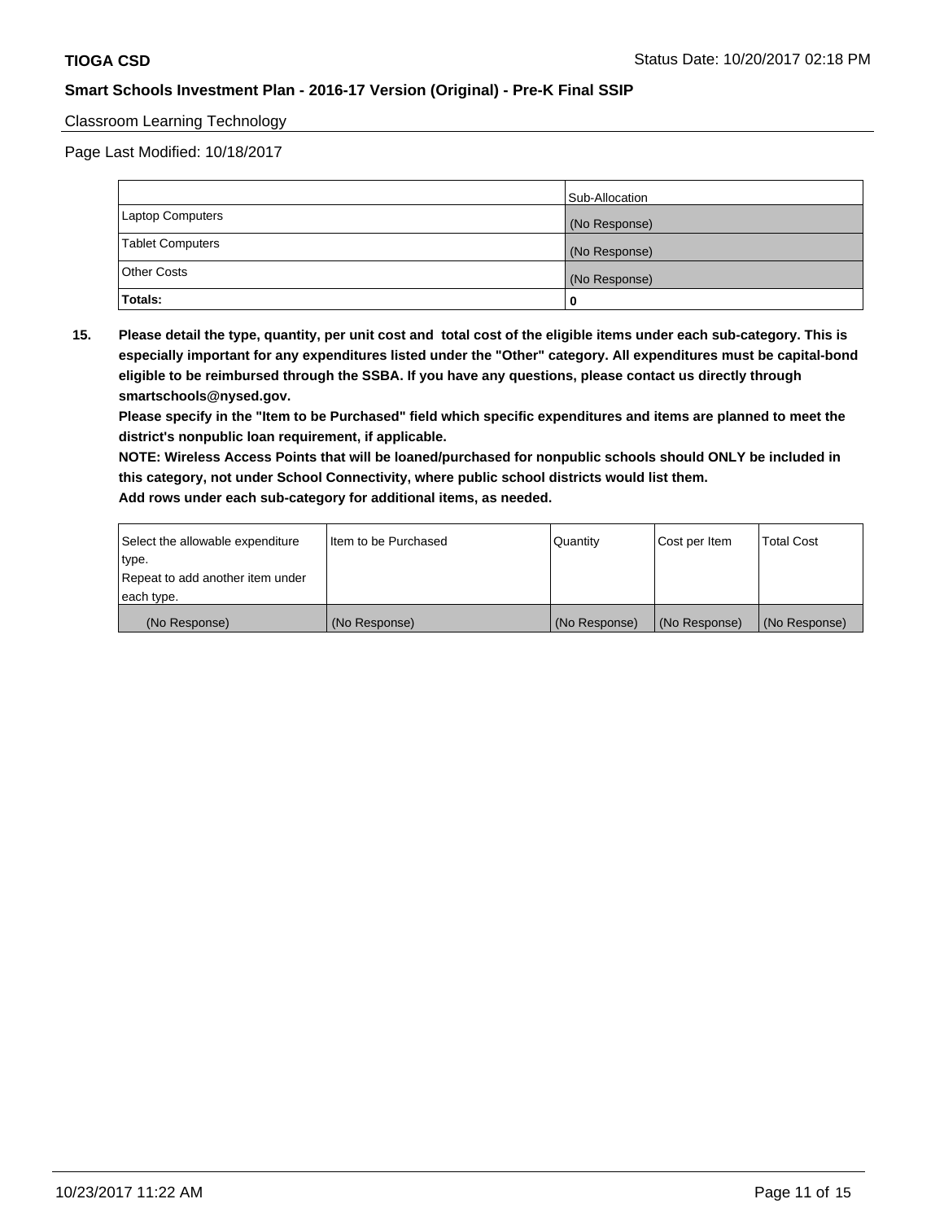Classroom Learning Technology

Page Last Modified: 10/18/2017

| | Sub-Allocation |
|---|---|
| Laptop Computers | (No Response) |
| Tablet Computers | (No Response) |
| Other Costs | (No Response) |
| **Totals:** | **0** |

**15. Please detail the type, quantity, per unit cost and total cost of the eligible items under each sub-category. This is especially important for any expenditures listed under the "Other" category. All expenditures must be capital-bond eligible to be reimbursed through the SSBA. If you have any questions, please contact us directly through smartschools@nysed.gov.**

**Please specify in the "Item to be Purchased" field which specific expenditures and items are planned to meet the district's nonpublic loan requirement, if applicable.**

**NOTE: Wireless Access Points that will be loaned/purchased for nonpublic schools should ONLY be included in this category, not under School Connectivity, where public school districts would list them.**

**Add rows under each sub-category for additional items, as needed.**

| Select the allowable expenditure type. Repeat to add another item under each type. | Item to be Purchased | Quantity | Cost per Item | Total Cost |
|---|---|---|---|---|
| (No Response) | (No Response) | (No Response) | (No Response) | (No Response) |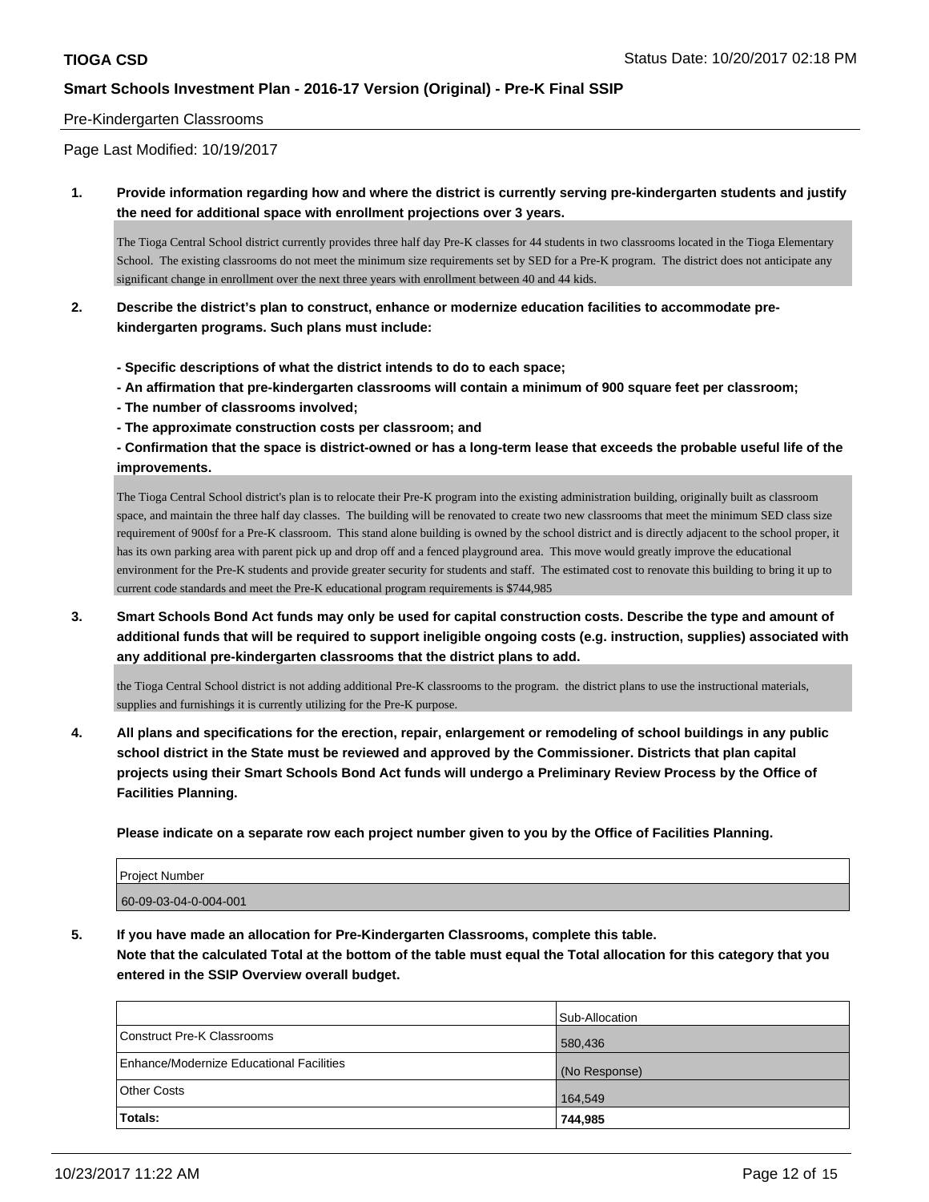Pre-Kindergarten Classrooms

Page Last Modified: 10/19/2017

**1. Provide information regarding how and where the district is currently serving pre-kindergarten students and justify the need for additional space with enrollment projections over 3 years.**

The Tioga Central School district currently provides three half day Pre-K classes for 44 students in two classrooms located in the Tioga Elementary School. The existing classrooms do not meet the minimum size requirements set by SED for a Pre-K program. The district does not anticipate any significant change in enrollment over the next three years with enrollment between 40 and 44 kids.

**2. Describe the district's plan to construct, enhance or modernize education facilities to accommodate pre-kindergarten programs. Such plans must include:**

**- Specific descriptions of what the district intends to do to each space;**
**- An affirmation that pre-kindergarten classrooms will contain a minimum of 900 square feet per classroom;**
**- The number of classrooms involved;**
**- The approximate construction costs per classroom; and**
**- Confirmation that the space is district-owned or has a long-term lease that exceeds the probable useful life of the improvements.**

The Tioga Central School district's plan is to relocate their Pre-K program into the existing administration building, originally built as classroom space, and maintain the three half day classes. The building will be renovated to create two new classrooms that meet the minimum SED class size requirement of 900sf for a Pre-K classroom. This stand alone building is owned by the school district and is directly adjacent to the school proper, it has its own parking area with parent pick up and drop off and a fenced playground area. This move would greatly improve the educational environment for the Pre-K students and provide greater security for students and staff. The estimated cost to renovate this building to bring it up to current code standards and meet the Pre-K educational program requirements is $744,985

**3. Smart Schools Bond Act funds may only be used for capital construction costs. Describe the type and amount of additional funds that will be required to support ineligible ongoing costs (e.g. instruction, supplies) associated with any additional pre-kindergarten classrooms that the district plans to add.**

the Tioga Central School district is not adding additional Pre-K classrooms to the program. the district plans to use the instructional materials, supplies and furnishings it is currently utilizing for the Pre-K purpose.

**4. All plans and specifications for the erection, repair, enlargement or remodeling of school buildings in any public school district in the State must be reviewed and approved by the Commissioner. Districts that plan capital projects using their Smart Schools Bond Act funds will undergo a Preliminary Review Process by the Office of Facilities Planning.**

**Please indicate on a separate row each project number given to you by the Office of Facilities Planning.**

| Project Number |
|---|
| 60-09-03-04-0-004-001 |

**5. If you have made an allocation for Pre-Kindergarten Classrooms, complete this table.**
**Note that the calculated Total at the bottom of the table must equal the Total allocation for this category that you entered in the SSIP Overview overall budget.**

| | Sub-Allocation |
|---|---|
| Construct Pre-K Classrooms | 580,436 |
| Enhance/Modernize Educational Facilities | (No Response) |
| Other Costs | 164,549 |
| **Totals:** | **744,985** |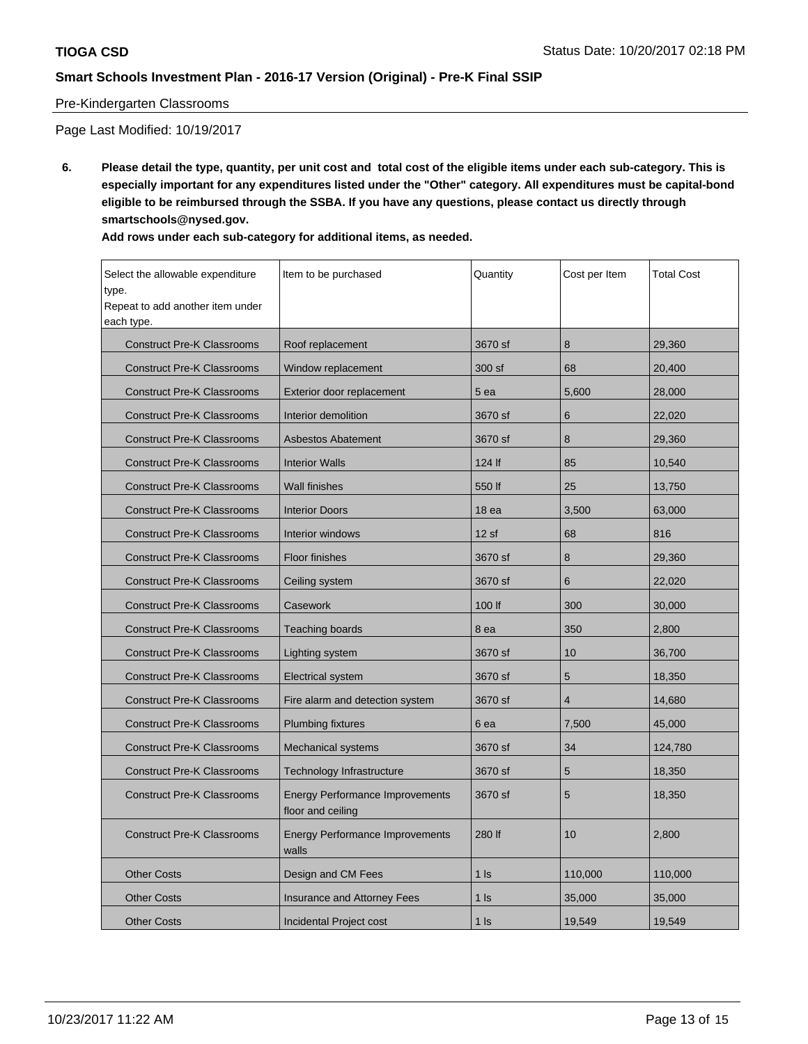Pre-Kindergarten Classrooms

Page Last Modified: 10/19/2017

**6. Please detail the type, quantity, per unit cost and total cost of the eligible items under each sub-category. This is especially important for any expenditures listed under the "Other" category. All expenditures must be capital-bond eligible to be reimbursed through the SSBA. If you have any questions, please contact us directly through smartschools@nysed.gov.**

**Add rows under each sub-category for additional items, as needed.**

| Select the allowable expenditure type. Repeat to add another item under each type. | Item to be purchased | Quantity | Cost per Item | Total Cost |
|---|---|---|---|---|
| Construct Pre-K Classrooms | Roof replacement | 3670 sf | 8 | 29,360 |
| Construct Pre-K Classrooms | Window replacement | 300 sf | 68 | 20,400 |
| Construct Pre-K Classrooms | Exterior door replacement | 5 ea | 5,600 | 28,000 |
| Construct Pre-K Classrooms | Interior demolition | 3670 sf | 6 | 22,020 |
| Construct Pre-K Classrooms | Asbestos Abatement | 3670 sf | 8 | 29,360 |
| Construct Pre-K Classrooms | Interior Walls | 124 lf | 85 | 10,540 |
| Construct Pre-K Classrooms | Wall finishes | 550 lf | 25 | 13,750 |
| Construct Pre-K Classrooms | Interior Doors | 18 ea | 3,500 | 63,000 |
| Construct Pre-K Classrooms | Interior windows | 12 sf | 68 | 816 |
| Construct Pre-K Classrooms | Floor finishes | 3670 sf | 8 | 29,360 |
| Construct Pre-K Classrooms | Ceiling system | 3670 sf | 6 | 22,020 |
| Construct Pre-K Classrooms | Casework | 100 lf | 300 | 30,000 |
| Construct Pre-K Classrooms | Teaching boards | 8 ea | 350 | 2,800 |
| Construct Pre-K Classrooms | Lighting system | 3670 sf | 10 | 36,700 |
| Construct Pre-K Classrooms | Electrical system | 3670 sf | 5 | 18,350 |
| Construct Pre-K Classrooms | Fire alarm and detection system | 3670 sf | 4 | 14,680 |
| Construct Pre-K Classrooms | Plumbing fixtures | 6 ea | 7,500 | 45,000 |
| Construct Pre-K Classrooms | Mechanical systems | 3670 sf | 34 | 124,780 |
| Construct Pre-K Classrooms | Technology Infrastructure | 3670 sf | 5 | 18,350 |
| Construct Pre-K Classrooms | Energy Performance Improvements floor and ceiling | 3670 sf | 5 | 18,350 |
| Construct Pre-K Classrooms | Energy Performance Improvements walls | 280 lf | 10 | 2,800 |
| Other Costs | Design and CM Fees | 1 ls | 110,000 | 110,000 |
| Other Costs | Insurance and Attorney Fees | 1 ls | 35,000 | 35,000 |
| Other Costs | Incidental Project cost | 1 ls | 19,549 | 19,549 |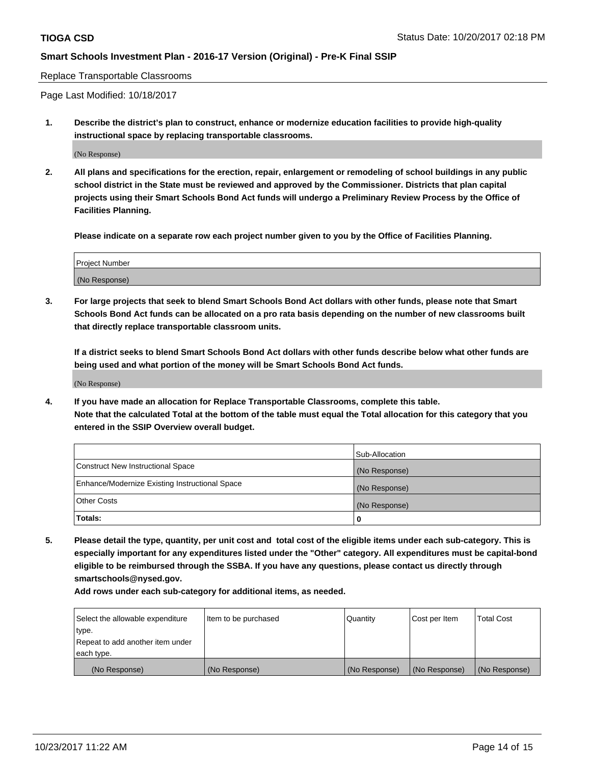Replace Transportable Classrooms

Page Last Modified: 10/18/2017

**1. Describe the district's plan to construct, enhance or modernize education facilities to provide high-quality instructional space by replacing transportable classrooms.**

(No Response)

**2. All plans and specifications for the erection, repair, enlargement or remodeling of school buildings in any public school district in the State must be reviewed and approved by the Commissioner. Districts that plan capital projects using their Smart Schools Bond Act funds will undergo a Preliminary Review Process by the Office of Facilities Planning.**

**Please indicate on a separate row each project number given to you by the Office of Facilities Planning.**

| Project Number |
| --- |
| (No Response) |

**3. For large projects that seek to blend Smart Schools Bond Act dollars with other funds, please note that Smart Schools Bond Act funds can be allocated on a pro rata basis depending on the number of new classrooms built that directly replace transportable classroom units.**

**If a district seeks to blend Smart Schools Bond Act dollars with other funds describe below what other funds are being used and what portion of the money will be Smart Schools Bond Act funds.**

(No Response)

**4. If you have made an allocation for Replace Transportable Classrooms, complete this table.**
**Note that the calculated Total at the bottom of the table must equal the Total allocation for this category that you entered in the SSIP Overview overall budget.**

| | Sub-Allocation |
| --- | --- |
| Construct New Instructional Space | (No Response) |
| Enhance/Modernize Existing Instructional Space | (No Response) |
| Other Costs | (No Response) |
| **Totals:** | **0** |

**5. Please detail the type, quantity, per unit cost and total cost of the eligible items under each sub-category. This is especially important for any expenditures listed under the "Other" category. All expenditures must be capital-bond eligible to be reimbursed through the SSBA. If you have any questions, please contact us directly through smartschools@nysed.gov.**

**Add rows under each sub-category for additional items, as needed.**

| Select the allowable expenditure type. Repeat to add another item under each type. | Item to be purchased | Quantity | Cost per Item | Total Cost |
| --- | --- | --- | --- | --- |
| (No Response) | (No Response) | (No Response) | (No Response) | (No Response) |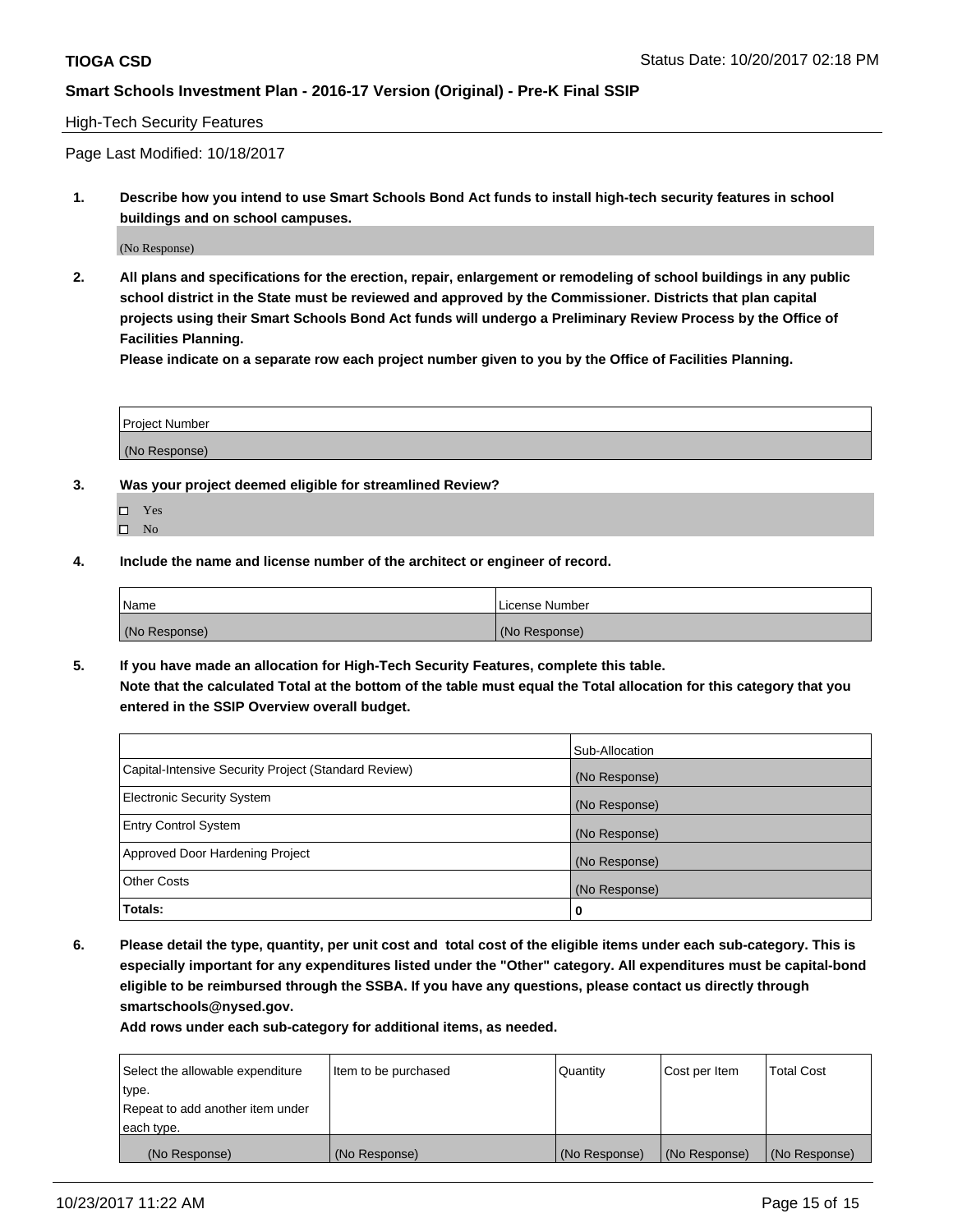High-Tech Security Features

Page Last Modified: 10/18/2017

**1. Describe how you intend to use Smart Schools Bond Act funds to install high-tech security features in school buildings and on school campuses.**

(No Response)

**2. All plans and specifications for the erection, repair, enlargement or remodeling of school buildings in any public school district in the State must be reviewed and approved by the Commissioner. Districts that plan capital projects using their Smart Schools Bond Act funds will undergo a Preliminary Review Process by the Office of Facilities Planning.**

**Please indicate on a separate row each project number given to you by the Office of Facilities Planning.**

| Project Number |
|---|
| (No Response) |

**3. Was your project deemed eligible for streamlined Review?**

- ☐ Yes
- ☐ No

**4. Include the name and license number of the architect or engineer of record.**

| Name | License Number |
|---|---|
| (No Response) | (No Response) |

**5. If you have made an allocation for High-Tech Security Features, complete this table.**
**Note that the calculated Total at the bottom of the table must equal the Total allocation for this category that you entered in the SSIP Overview overall budget.**

| | Sub-Allocation |
|---|---|
| Capital-Intensive Security Project (Standard Review) | (No Response) |
| Electronic Security System | (No Response) |
| Entry Control System | (No Response) |
| Approved Door Hardening Project | (No Response) |
| Other Costs | (No Response) |
| **Totals:** | **0** |

**6. Please detail the type, quantity, per unit cost and total cost of the eligible items under each sub-category. This is especially important for any expenditures listed under the "Other" category. All expenditures must be capital-bond eligible to be reimbursed through the SSBA. If you have any questions, please contact us directly through smartschools@nysed.gov.**

**Add rows under each sub-category for additional items, as needed.**

| Select the allowable expenditure type. Repeat to add another item under each type. | Item to be purchased | Quantity | Cost per Item | Total Cost |
|---|---|---|---|---|
| (No Response) | (No Response) | (No Response) | (No Response) | (No Response) |